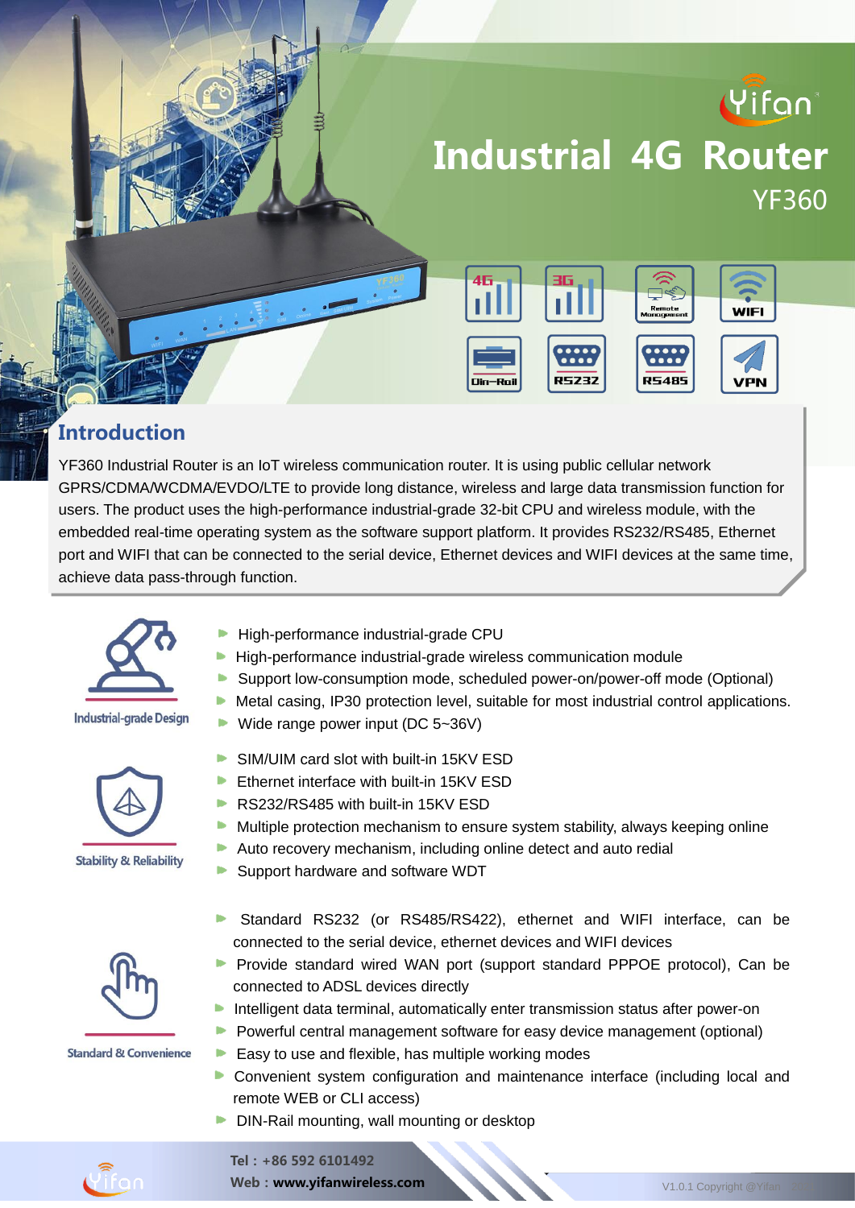# Industrial 4G Router

## YF360

4G | 3G | Remote Management | WIFI | Din-Rail | RS232 | RS485 | VPN

## Introduction

YF360 Industrial Router is an IoT wireless communication router. It is using public cellular network GPRS/CDMA/WCDMA/EVDO/LTE to provide long distance, wireless and large data transmission function for users. The product uses the high-performance industrial-grade 32-bit CPU and wireless module, with the embedded real-time operating system as the software support platform. It provides RS232/RS485, Ethernet port and WIFI that can be connected to the serial device, Ethernet devices and WIFI devices at the same time, achieve data pass-through function.

### Industrial-grade Design

- High-performance industrial-grade CPU
- High-performance industrial-grade wireless communication module
- Support low-consumption mode, scheduled power-on/power-off mode (Optional)
- Metal casing, IP30 protection level, suitable for most industrial control applications.
- Wide range power input (DC 5~36V)

### Stability & Reliability

- SIM/UIM card slot with built-in 15KV ESD
- Ethernet interface with built-in 15KV ESD
- RS232/RS485 with built-in 15KV ESD
- Multiple protection mechanism to ensure system stability, always keeping online
- Auto recovery mechanism, including online detect and auto redial
- Support hardware and software WDT

### Standard & Convenience

- Standard RS232 (or RS485/RS422), ethernet and WIFI interface, can be connected to the serial device, ethernet devices and WIFI devices
- Provide standard wired WAN port (support standard PPPOE protocol), Can be connected to ADSL devices directly
- Intelligent data terminal, automatically enter transmission status after power-on
- Powerful central management software for easy device management (optional)
- Easy to use and flexible, has multiple working modes
- Convenient system configuration and maintenance interface (including local and remote WEB or CLI access)
- DIN-Rail mounting, wall mounting or desktop

Tel：+86 592 6101492
Web：www.yifanwireless.com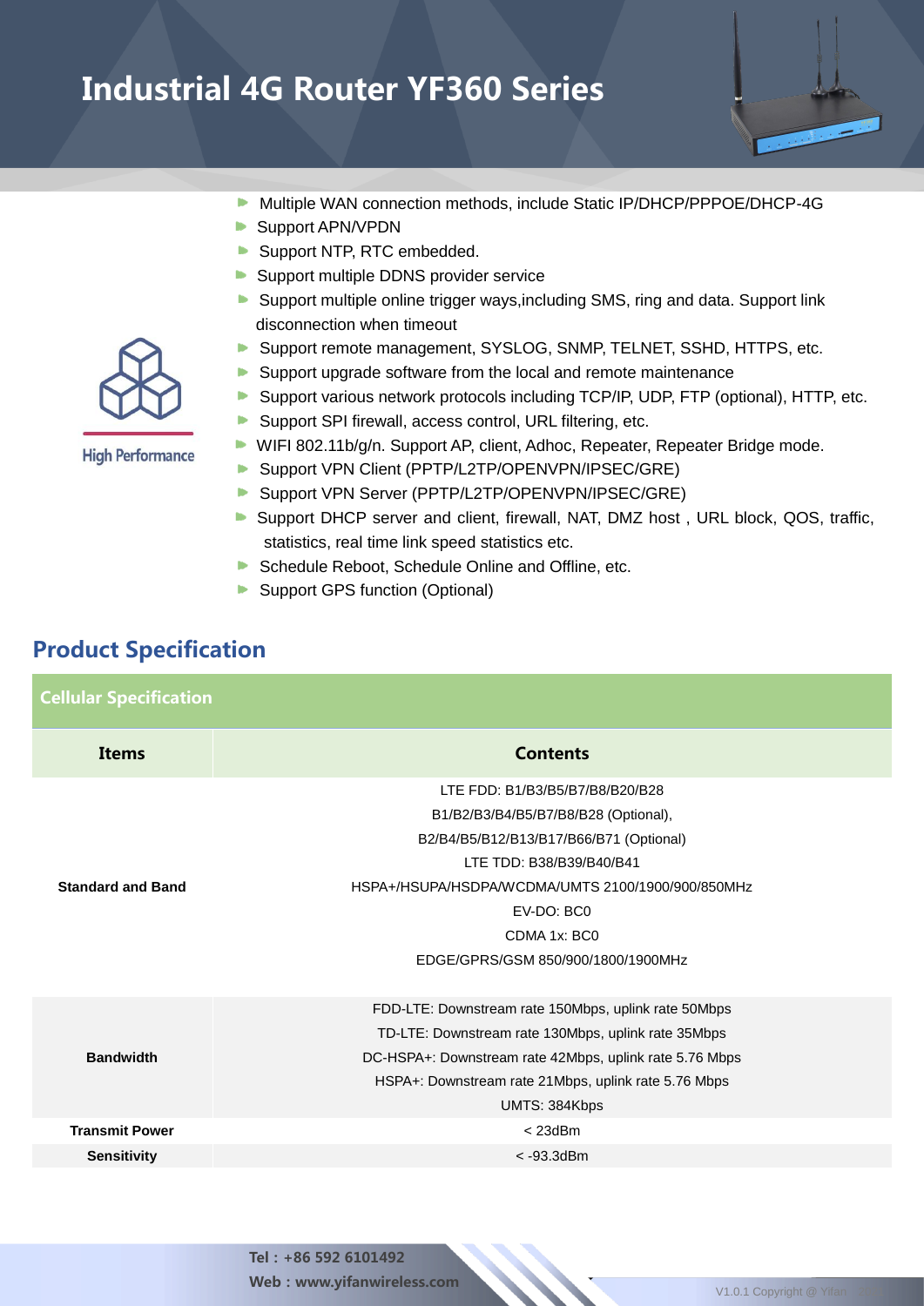# Industrial 4G Router YF360 Series

High Performance

- Multiple WAN connection methods, include Static IP/DHCP/PPPOE/DHCP-4G
- Support APN/VPDN
- Support NTP, RTC embedded.
- Support multiple DDNS provider service
- Support multiple online trigger ways,including SMS, ring and data. Support link disconnection when timeout
- Support remote management, SYSLOG, SNMP, TELNET, SSHD, HTTPS, etc.
- Support upgrade software from the local and remote maintenance
- Support various network protocols including TCP/IP, UDP, FTP (optional), HTTP, etc.
- Support SPI firewall, access control, URL filtering, etc.
- WIFI 802.11b/g/n. Support AP, client, Adhoc, Repeater, Repeater Bridge mode.
- Support VPN Client (PPTP/L2TP/OPENVPN/IPSEC/GRE)
- Support VPN Server (PPTP/L2TP/OPENVPN/IPSEC/GRE)
- Support DHCP server and client, firewall, NAT, DMZ host , URL block, QOS, traffic, statistics, real time link speed statistics etc.
- Schedule Reboot, Schedule Online and Offline, etc.
- Support GPS function (Optional)

## Product Specification

**Cellular Specification**

| Items | Contents |
|---|---|
| **Standard and Band** | LTE FDD: B1/B3/B5/B7/B8/B20/B28<br>B1/B2/B3/B4/B5/B7/B8/B28 (Optional),<br>B2/B4/B5/B12/B13/B17/B66/B71 (Optional)<br>LTE TDD: B38/B39/B40/B41<br>HSPA+/HSUPA/HSDPA/WCDMA/UMTS 2100/1900/900/850MHz<br>EV-DO: BC0<br>CDMA 1x: BC0<br>EDGE/GPRS/GSM 850/900/1800/1900MHz |
| **Bandwidth** | FDD-LTE: Downstream rate 150Mbps, uplink rate 50Mbps<br>TD-LTE: Downstream rate 130Mbps, uplink rate 35Mbps<br>DC-HSPA+: Downstream rate 42Mbps, uplink rate 5.76 Mbps<br>HSPA+: Downstream rate 21Mbps, uplink rate 5.76 Mbps<br>UMTS: 384Kbps |
| **Transmit Power** | < 23dBm |
| **Sensitivity** | < -93.3dBm |

Tel : +86 592 6101492
Web : www.yifanwireless.com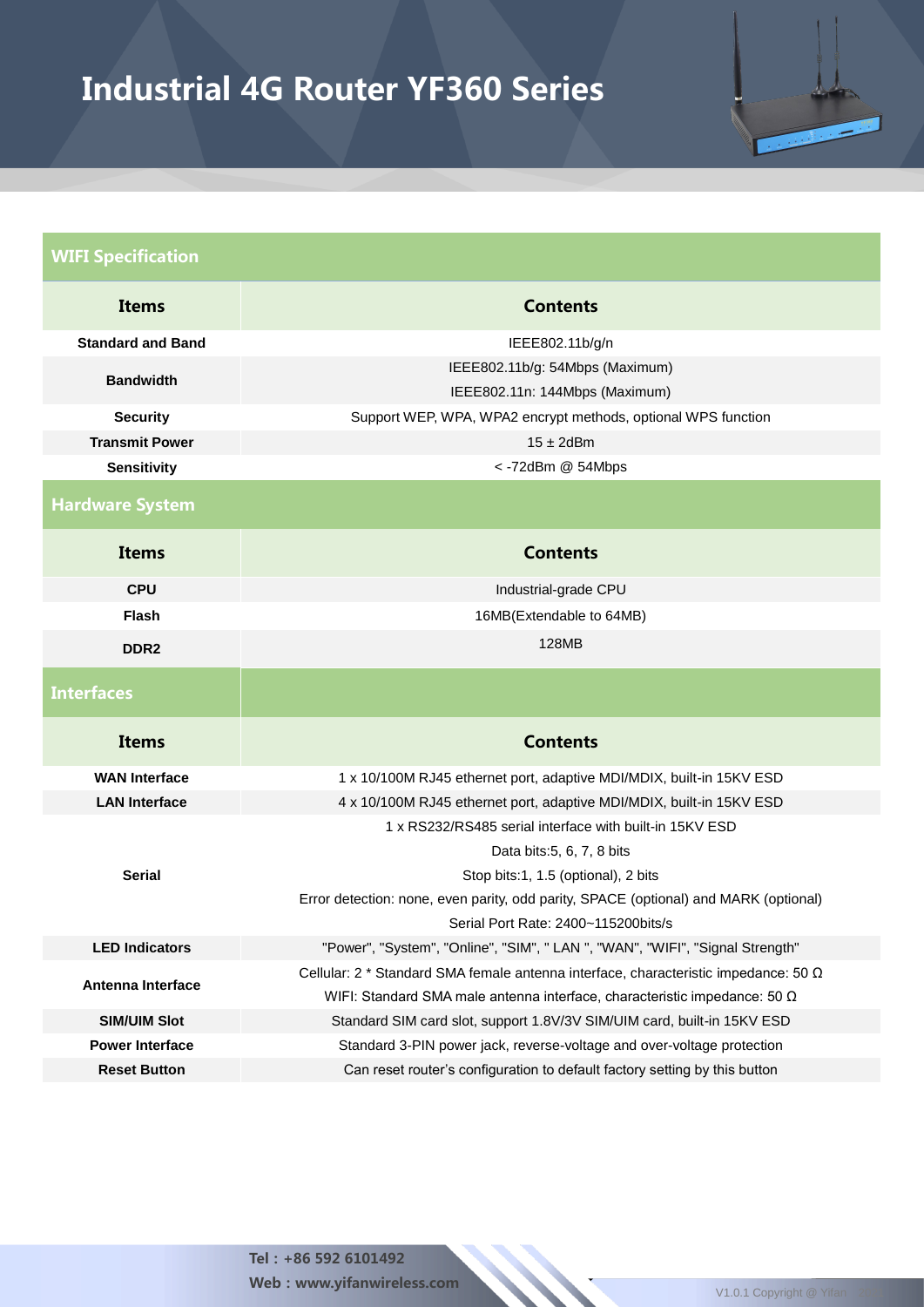# Industrial 4G Router YF360 Series

## WIFI Specification

| Items | Contents |
|---|---|
| **Standard and Band** | IEEE802.11b/g/n |
| **Bandwidth** | IEEE802.11b/g: 54Mbps (Maximum)<br>IEEE802.11n: 144Mbps (Maximum) |
| **Security** | Support WEP, WPA, WPA2 encrypt methods, optional WPS function |
| **Transmit Power** | 15 ± 2dBm |
| **Sensitivity** | < -72dBm @ 54Mbps |

## Hardware System

| Items | Contents |
|---|---|
| **CPU** | Industrial-grade CPU |
| **Flash** | 16MB(Extendable to 64MB) |
| **DDR2** | 128MB |

## Interfaces

| Items | Contents |
|---|---|
| **WAN Interface** | 1 x 10/100M RJ45 ethernet port, adaptive MDI/MDIX, built-in 15KV ESD |
| **LAN Interface** | 4 x 10/100M RJ45 ethernet port, adaptive MDI/MDIX, built-in 15KV ESD |
| **Serial** | 1 x RS232/RS485 serial interface with built-in 15KV ESD<br>Data bits:5, 6, 7, 8 bits<br>Stop bits:1, 1.5 (optional), 2 bits<br>Error detection: none, even parity, odd parity, SPACE (optional) and MARK (optional)<br>Serial Port Rate: 2400~115200bits/s |
| **LED Indicators** | "Power", "System", "Online", "SIM", " LAN ", "WAN", "WIFI", "Signal Strength" |
| **Antenna Interface** | Cellular: 2 * Standard SMA female antenna interface, characteristic impedance: 50 Ω<br>WIFI: Standard SMA male antenna interface, characteristic impedance: 50 Ω |
| **SIM/UIM Slot** | Standard SIM card slot, support 1.8V/3V SIM/UIM card, built-in 15KV ESD |
| **Power Interface** | Standard 3-PIN power jack, reverse-voltage and over-voltage protection |
| **Reset Button** | Can reset router's configuration to default factory setting by this button |

Tel : +86 592 6101492
Web : www.yifanwireless.com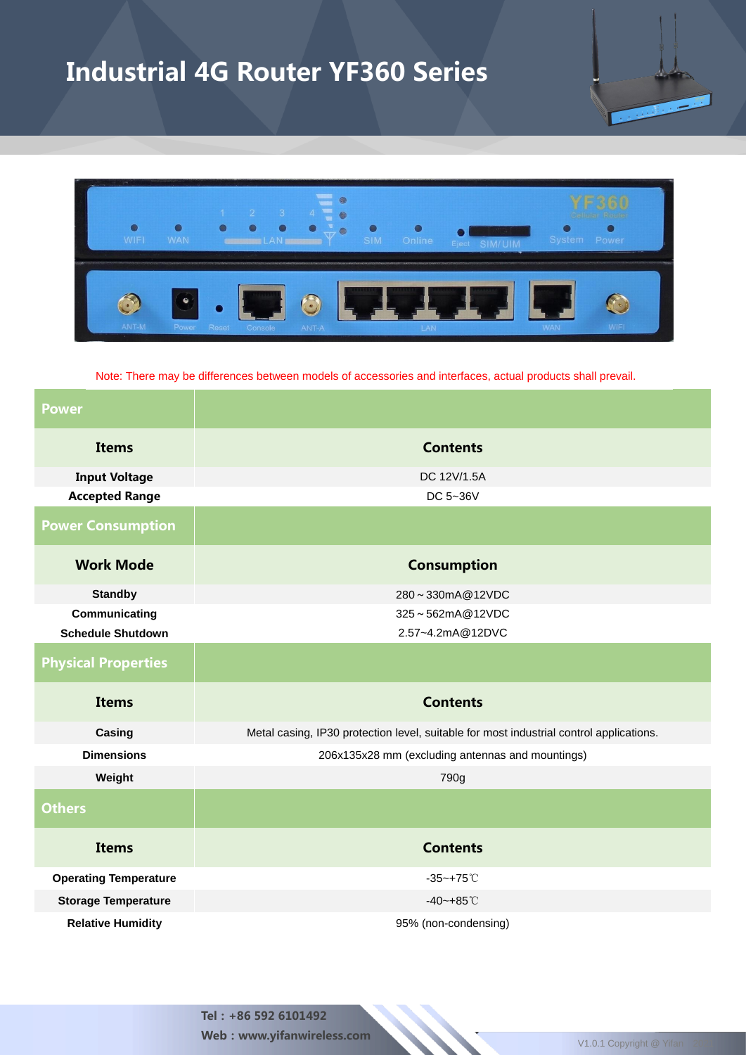# Industrial 4G Router YF360 Series

Note: There may be differences between models of accessories and interfaces, actual products shall prevail.

| **Power** | |
|---|---|
| **Items** | **Contents** |
| **Input Voltage** | DC 12V/1.5A |
| **Accepted Range** | DC 5~36V |

| **Power Consumption** | |
|---|---|
| **Work Mode** | **Consumption** |
| **Standby** | 280～330mA@12VDC |
| **Communicating** | 325～562mA@12VDC |
| **Schedule Shutdown** | 2.57~4.2mA@12DVC |

| **Physical Properties** | |
|---|---|
| **Items** | **Contents** |
| **Casing** | Metal casing, IP30 protection level, suitable for most industrial control applications. |
| **Dimensions** | 206x135x28 mm (excluding antennas and mountings) |
| **Weight** | 790g |

| **Others** | |
|---|---|
| **Items** | **Contents** |
| **Operating Temperature** | -35~+75℃ |
| **Storage Temperature** | -40~+85℃ |
| **Relative Humidity** | 95% (non-condensing) |

**Tel：+86 592 6101492**

**Web：www.yifanwireless.com**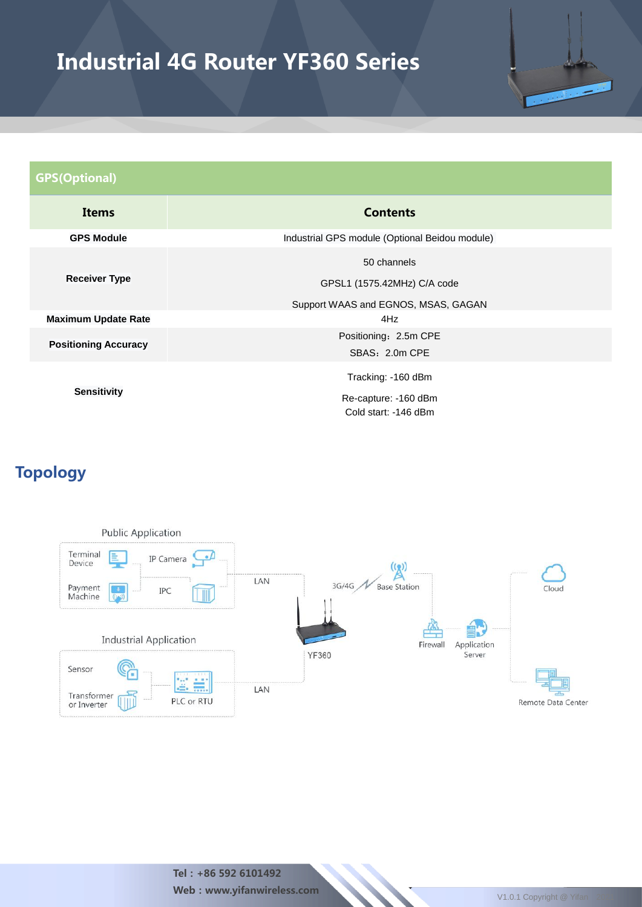# Industrial 4G Router YF360 Series

| GPS(Optional) | |
|---|---|
| **Items** | **Contents** |
| **GPS Module** | Industrial GPS module (Optional Beidou module) |
| **Receiver Type** | 50 channels<br>GPSL1 (1575.42MHz) C/A code<br>Support WAAS and EGNOS, MSAS, GAGAN |
| **Maximum Update Rate** | 4Hz |
| **Positioning Accuracy** | Positioning：2.5m CPE<br>SBAS：2.0m CPE |
| **Sensitivity** | Tracking: -160 dBm<br>Re-capture: -160 dBm<br>Cold start: -146 dBm |

## Topology

Public Application

Terminal Device, IP Camera, Payment Machine, IPC

LAN

3G/4G, Base Station

Cloud

Industrial Application

Sensor, Transformer or Inverter, PLC or RTU

LAN

YF360

Firewall, Application Server

Remote Data Center

**Tel：+86 592 6101492**

**Web：www.yifanwireless.com**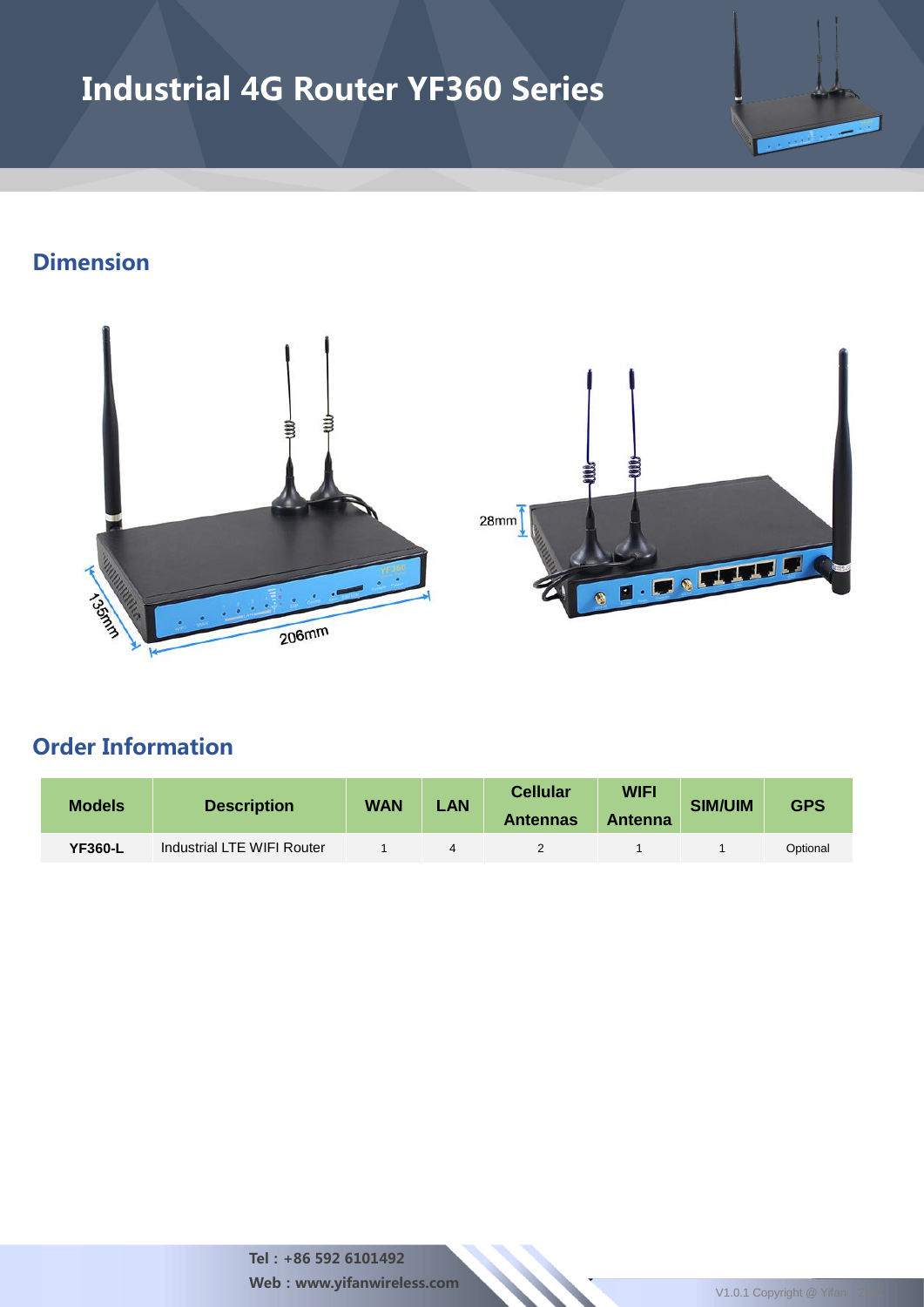# Industrial 4G Router YF360 Series

## Dimension

135mm
206mm
28mm

## Order Information

| Models | Description | WAN | LAN | Cellular Antennas | WIFI Antenna | SIM/UIM | GPS |
|---|---|---|---|---|---|---|---|
| **YF360-L** | Industrial LTE WIFI Router | 1 | 4 | 2 | 1 | 1 | Optional |

**Tel：+86 592 6101492**
**Web：www.yifanwireless.com**